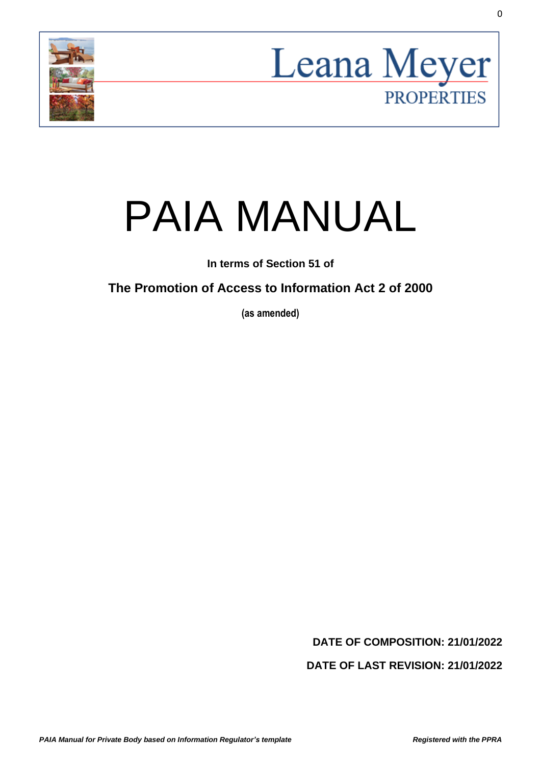Leana Meyer
PROPERTIES

# PAIA MANUAL

**In terms of Section 51 of**

**The Promotion of Access to Information Act 2 of 2000**

**(as amended)**

**DATE OF COMPOSITION: 21/01/2022**

**DATE OF LAST REVISION: 21/01/2022**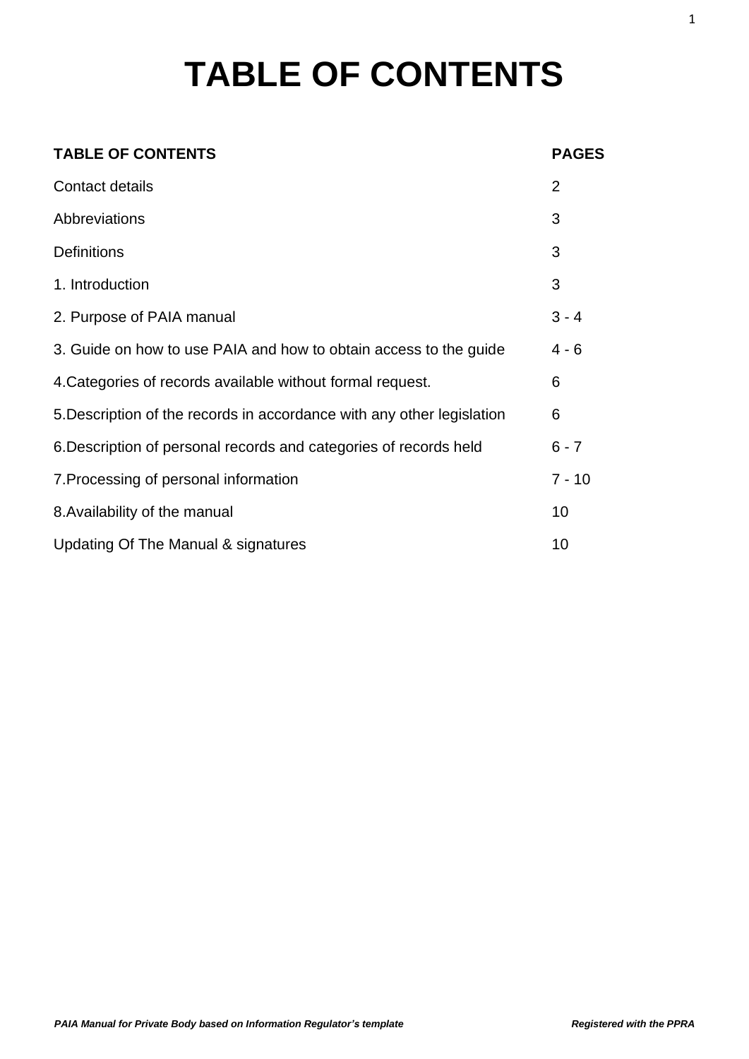# TABLE OF CONTENTS

| TABLE OF CONTENTS | PAGES |
| --- | --- |
| Contact details | 2 |
| Abbreviations | 3 |
| Definitions | 3 |
| 1. Introduction | 3 |
| 2. Purpose of PAIA manual | 3 - 4 |
| 3. Guide on how to use PAIA and how to obtain access to the guide | 4 - 6 |
| 4.Categories of records available without formal request. | 6 |
| 5.Description of the records in accordance with any other legislation | 6 |
| 6.Description of personal records and categories of records held | 6 - 7 |
| 7.Processing of personal information | 7 - 10 |
| 8.Availability of the manual | 10 |
| Updating Of The Manual & signatures | 10 |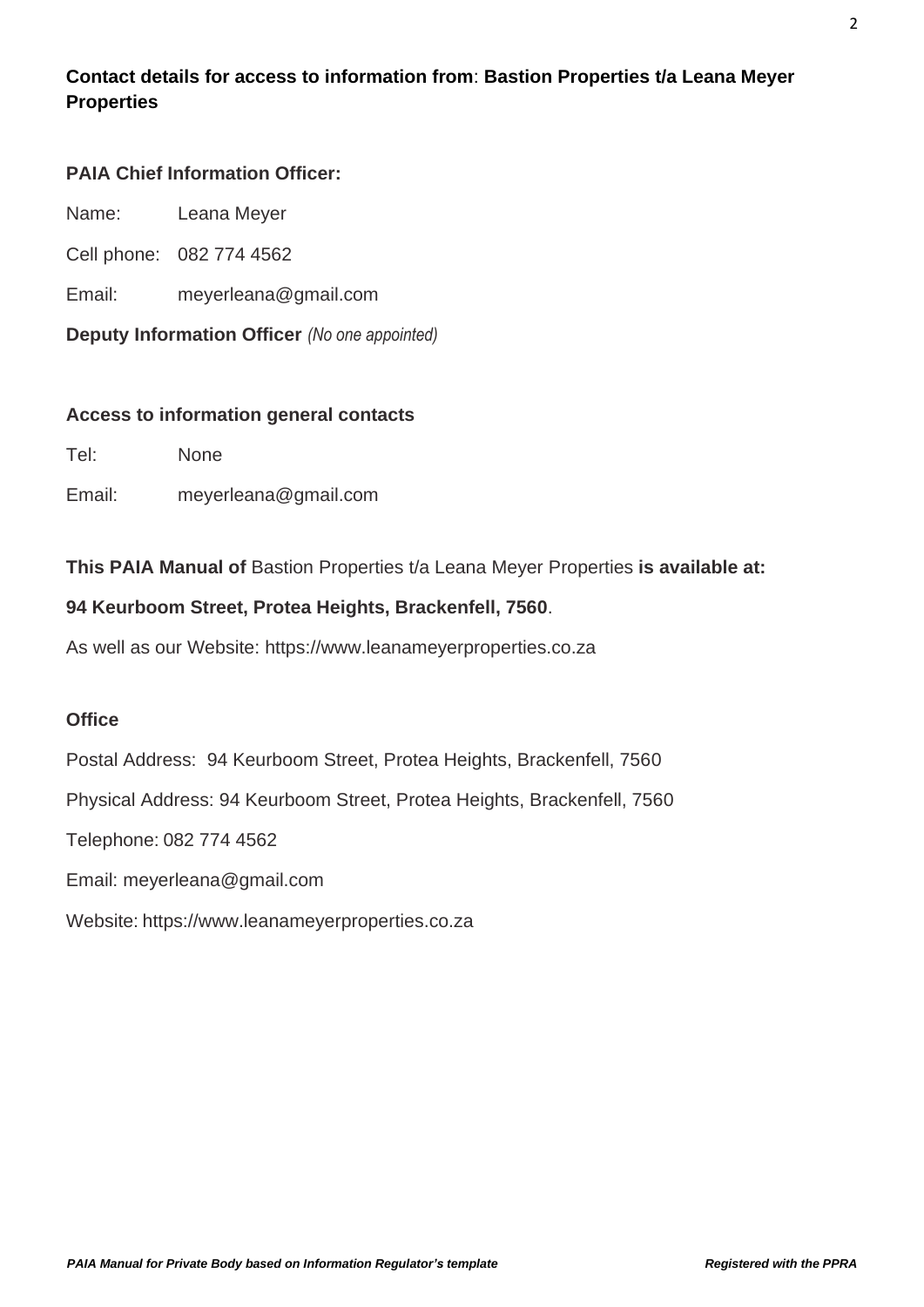**Contact details for access to information from**: **Bastion Properties t/a Leana Meyer Properties**

**PAIA Chief Information Officer:**

Name: Leana Meyer

Cell phone: 082 774 4562

Email: meyerleana@gmail.com

**Deputy Information Officer** *(No one appointed)*

**Access to information general contacts**

Tel: None

Email: meyerleana@gmail.com

**This PAIA Manual of** Bastion Properties t/a Leana Meyer Properties **is available at:**

**94 Keurboom Street, Protea Heights, Brackenfell, 7560**.

As well as our Website: https://www.leanameyerproperties.co.za

**Office**

Postal Address: 94 Keurboom Street, Protea Heights, Brackenfell, 7560

Physical Address: 94 Keurboom Street, Protea Heights, Brackenfell, 7560

Telephone: 082 774 4562

Email: meyerleana@gmail.com

Website: https://www.leanameyerproperties.co.za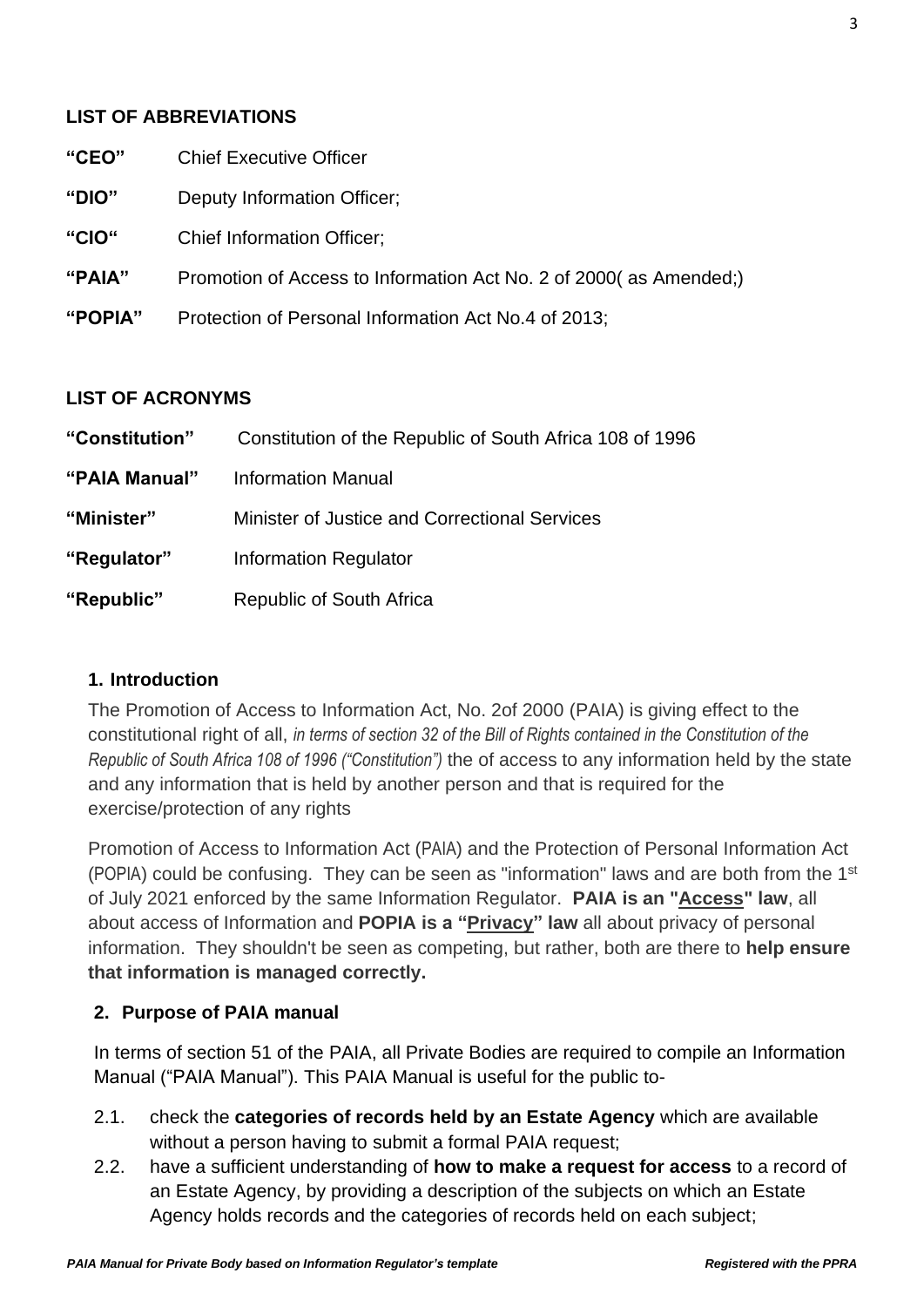## LIST OF ABBREVIATIONS

| | |
|---|---|
| **"CEO"** | Chief Executive Officer |
| **"DIO"** | Deputy Information Officer; |
| **"CIO"** | Chief Information Officer; |
| **"PAIA"** | Promotion of Access to Information Act No. 2 of 2000( as Amended;) |
| **"POPIA"** | Protection of Personal Information Act No.4 of 2013; |

## LIST OF ACRONYMS

| | |
|---|---|
| **"Constitution"** | Constitution of the Republic of South Africa 108 of 1996 |
| **"PAIA Manual"** | Information Manual |
| **"Minister"** | Minister of Justice and Correctional Services |
| **"Regulator"** | Information Regulator |
| **"Republic"** | Republic of South Africa |

## 1. Introduction

The Promotion of Access to Information Act, No. 2of 2000 (PAIA) is giving effect to the constitutional right of all, *in terms of section 32 of the Bill of Rights contained in the Constitution of the Republic of South Africa 108 of 1996 ("Constitution")* the of access to any information held by the state and any information that is held by another person and that is required for the exercise/protection of any rights

Promotion of Access to Information Act (PAIA) and the Protection of Personal Information Act (POPIA) could be confusing. They can be seen as "information" laws and are both from the 1st of July 2021 enforced by the same Information Regulator. **PAIA is an "Access" law**, all about access of Information and **POPIA is a "Privacy" law** all about privacy of personal information. They shouldn't be seen as competing, but rather, both are there to **help ensure that information is managed correctly.**

## 2. Purpose of PAIA manual

In terms of section 51 of the PAIA, all Private Bodies are required to compile an Information Manual ("PAIA Manual"). This PAIA Manual is useful for the public to-

2.1. check the **categories of records held by an Estate Agency** which are available without a person having to submit a formal PAIA request;

2.2. have a sufficient understanding of **how to make a request for access** to a record of an Estate Agency, by providing a description of the subjects on which an Estate Agency holds records and the categories of records held on each subject;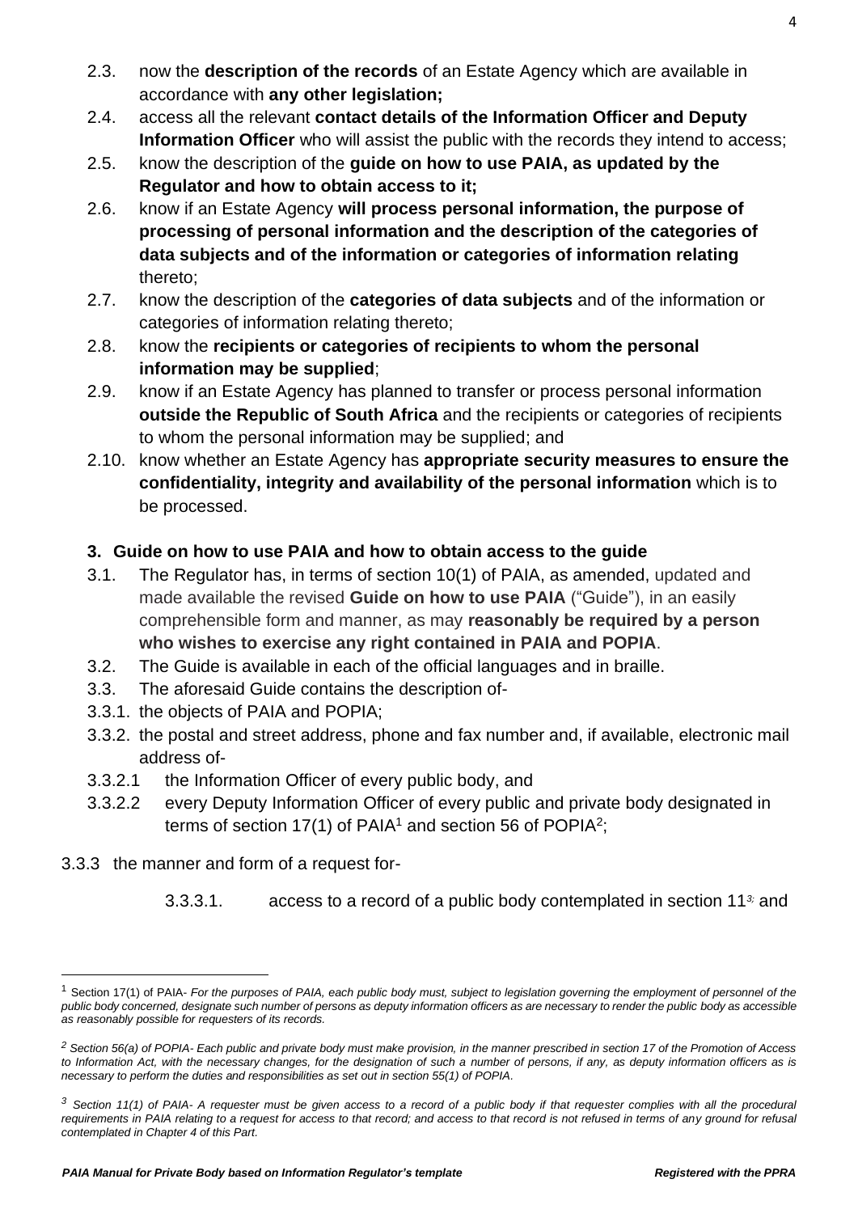2.3. now the **description of the records** of an Estate Agency which are available in accordance with **any other legislation;**

2.4. access all the relevant **contact details of the Information Officer and Deputy Information Officer** who will assist the public with the records they intend to access;

2.5. know the description of the **guide on how to use PAIA, as updated by the Regulator and how to obtain access to it;**

2.6. know if an Estate Agency **will process personal information, the purpose of processing of personal information and the description of the categories of data subjects and of the information or categories of information relating** thereto;

2.7. know the description of the **categories of data subjects** and of the information or categories of information relating thereto;

2.8. know the **recipients or categories of recipients to whom the personal information may be supplied**;

2.9. know if an Estate Agency has planned to transfer or process personal information **outside the Republic of South Africa** and the recipients or categories of recipients to whom the personal information may be supplied; and

2.10. know whether an Estate Agency has **appropriate security measures to ensure the confidentiality, integrity and availability of the personal information** which is to be processed.

### 3. Guide on how to use PAIA and how to obtain access to the guide

3.1. The Regulator has, in terms of section 10(1) of PAIA, as amended, updated and made available the revised **Guide on how to use PAIA** ("Guide"), in an easily comprehensible form and manner, as may **reasonably be required by a person who wishes to exercise any right contained in PAIA and POPIA**.

3.2. The Guide is available in each of the official languages and in braille.

3.3. The aforesaid Guide contains the description of-

3.3.1. the objects of PAIA and POPIA;

3.3.2. the postal and street address, phone and fax number and, if available, electronic mail address of-

3.3.2.1 the Information Officer of every public body, and

3.3.2.2 every Deputy Information Officer of every public and private body designated in terms of section 17(1) of PAIA[1] and section 56 of POPIA[2];

3.3.3 the manner and form of a request for-

3.3.3.1. access to a record of a public body contemplated in section 11[3]; and

---

[1] Section 17(1) of PAIA- *For the purposes of PAIA, each public body must, subject to legislation governing the employment of personnel of the public body concerned, designate such number of persons as deputy information officers as are necessary to render the public body as accessible as reasonably possible for requesters of its records.*

[2] *Section 56(a) of POPIA- Each public and private body must make provision, in the manner prescribed in section 17 of the Promotion of Access to Information Act, with the necessary changes, for the designation of such a number of persons, if any, as deputy information officers as is necessary to perform the duties and responsibilities as set out in section 55(1) of POPIA.*

[3] *Section 11(1) of PAIA- A requester must be given access to a record of a public body if that requester complies with all the procedural requirements in PAIA relating to a request for access to that record; and access to that record is not refused in terms of any ground for refusal contemplated in Chapter 4 of this Part.*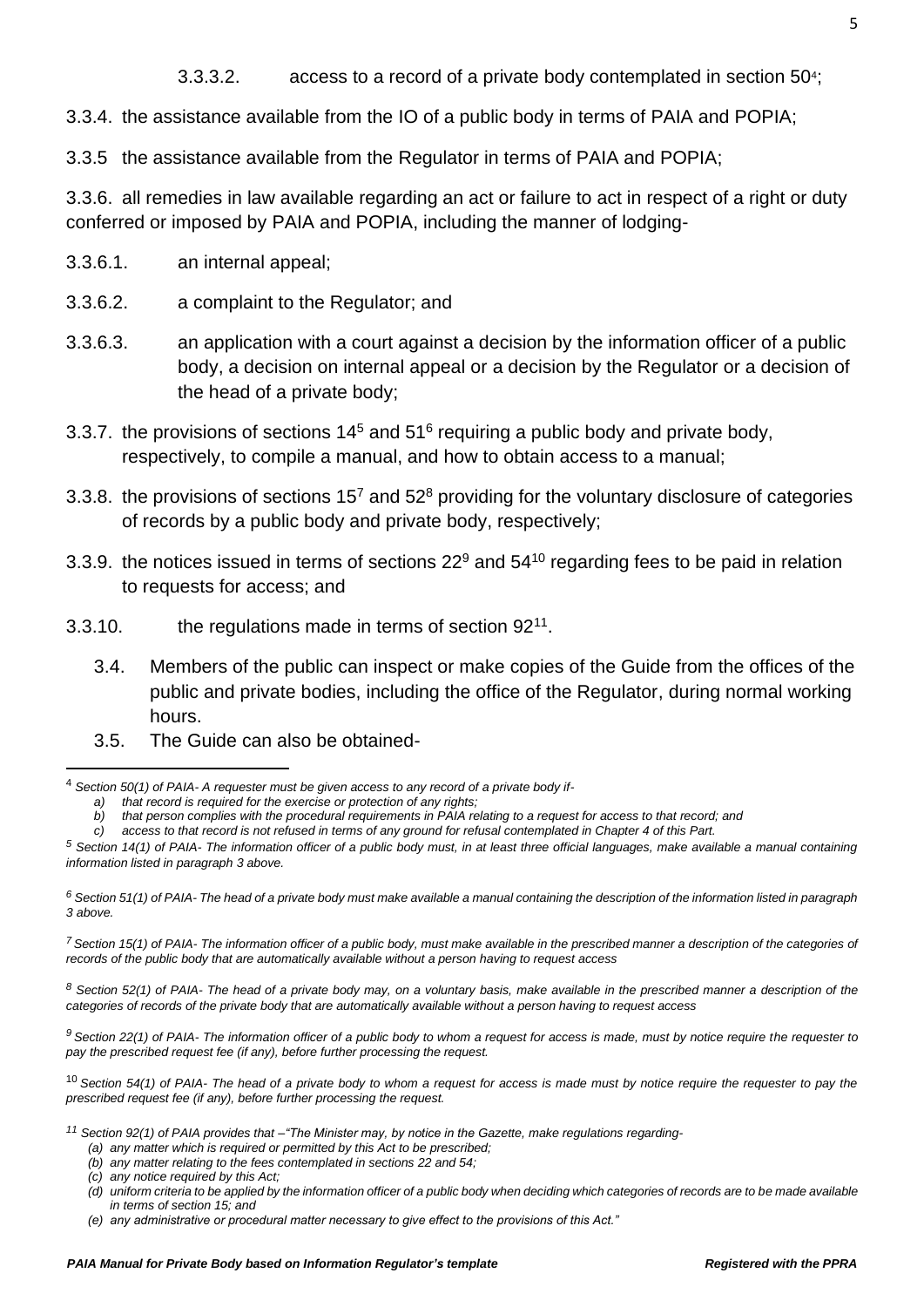3.3.3.2. access to a record of a private body contemplated in section 50[4];

3.3.4. the assistance available from the IO of a public body in terms of PAIA and POPIA;

3.3.5 the assistance available from the Regulator in terms of PAIA and POPIA;

3.3.6. all remedies in law available regarding an act or failure to act in respect of a right or duty conferred or imposed by PAIA and POPIA, including the manner of lodging-

3.3.6.1. an internal appeal;

3.3.6.2. a complaint to the Regulator; and

3.3.6.3. an application with a court against a decision by the information officer of a public body, a decision on internal appeal or a decision by the Regulator or a decision of the head of a private body;

3.3.7. the provisions of sections 14[5] and 51[6] requiring a public body and private body, respectively, to compile a manual, and how to obtain access to a manual;

3.3.8. the provisions of sections 15[7] and 52[8] providing for the voluntary disclosure of categories of records by a public body and private body, respectively;

3.3.9. the notices issued in terms of sections 22[9] and 54[10] regarding fees to be paid in relation to requests for access; and

3.3.10. the regulations made in terms of section 92[11].

3.4. Members of the public can inspect or make copies of the Guide from the offices of the public and private bodies, including the office of the Regulator, during normal working hours.

3.5. The Guide can also be obtained-

---

[4] *Section 50(1) of PAIA- A requester must be given access to any record of a private body if-*

*a) that record is required for the exercise or protection of any rights;*

*b) that person complies with the procedural requirements in PAIA relating to a request for access to that record; and*

*c) access to that record is not refused in terms of any ground for refusal contemplated in Chapter 4 of this Part.*

[5] *Section 14(1) of PAIA- The information officer of a public body must, in at least three official languages, make available a manual containing information listed in paragraph 3 above.*

[6] *Section 51(1) of PAIA- The head of a private body must make available a manual containing the description of the information listed in paragraph 3 above.*

[7] *Section 15(1) of PAIA- The information officer of a public body, must make available in the prescribed manner a description of the categories of records of the public body that are automatically available without a person having to request access*

[8] *Section 52(1) of PAIA- The head of a private body may, on a voluntary basis, make available in the prescribed manner a description of the categories of records of the private body that are automatically available without a person having to request access*

[9] *Section 22(1) of PAIA- The information officer of a public body to whom a request for access is made, must by notice require the requester to pay the prescribed request fee (if any), before further processing the request.*

[10] *Section 54(1) of PAIA- The head of a private body to whom a request for access is made must by notice require the requester to pay the prescribed request fee (if any), before further processing the request.*

[11] *Section 92(1) of PAIA provides that –"The Minister may, by notice in the Gazette, make regulations regarding-*

*(a) any matter which is required or permitted by this Act to be prescribed;*

*(b) any matter relating to the fees contemplated in sections 22 and 54;*

*(c) any notice required by this Act;*

*(d) uniform criteria to be applied by the information officer of a public body when deciding which categories of records are to be made available in terms of section 15; and*

*(e) any administrative or procedural matter necessary to give effect to the provisions of this Act."*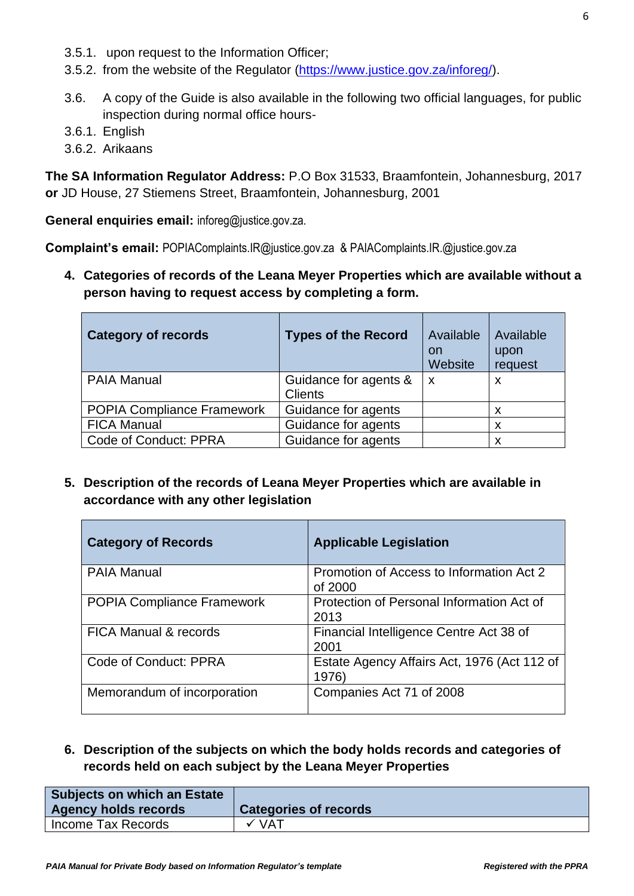3.5.1. upon request to the Information Officer;
3.5.2. from the website of the Regulator (https://www.justice.gov.za/inforeg/).

3.6. A copy of the Guide is also available in the following two official languages, for public inspection during normal office hours-
3.6.1. English
3.6.2. Arikaans

**The SA Information Regulator Address:** P.O Box 31533, Braamfontein, Johannesburg, 2017 **or** JD House, 27 Stiemens Street, Braamfontein, Johannesburg, 2001

**General enquiries email:** inforeg@justice.gov.za.

**Complaint's email:** POPIAComplaints.IR@justice.gov.za & PAIAComplaints.IR.@justice.gov.za

## 4. Categories of records of the Leana Meyer Properties which are available without a person having to request access by completing a form.

| Category of records | Types of the Record | Available on Website | Available upon request |
|---|---|---|---|
| PAIA Manual | Guidance for agents & Clients | x | x |
| POPIA Compliance Framework | Guidance for agents | | x |
| FICA Manual | Guidance for agents | | x |
| Code of Conduct: PPRA | Guidance for agents | | x |

## 5. Description of the records of Leana Meyer Properties which are available in accordance with any other legislation

| Category of Records | Applicable Legislation |
|---|---|
| PAIA Manual | Promotion of Access to Information Act 2 of 2000 |
| POPIA Compliance Framework | Protection of Personal Information Act of 2013 |
| FICA Manual & records | Financial Intelligence Centre Act 38 of 2001 |
| Code of Conduct: PPRA | Estate Agency Affairs Act, 1976 (Act 112 of 1976) |
| Memorandum of incorporation | Companies Act 71 of 2008 |

## 6. Description of the subjects on which the body holds records and categories of records held on each subject by the Leana Meyer Properties

| Subjects on which an Estate Agency holds records | Categories of records |
|---|---|
| Income Tax Records | ✓ VAT |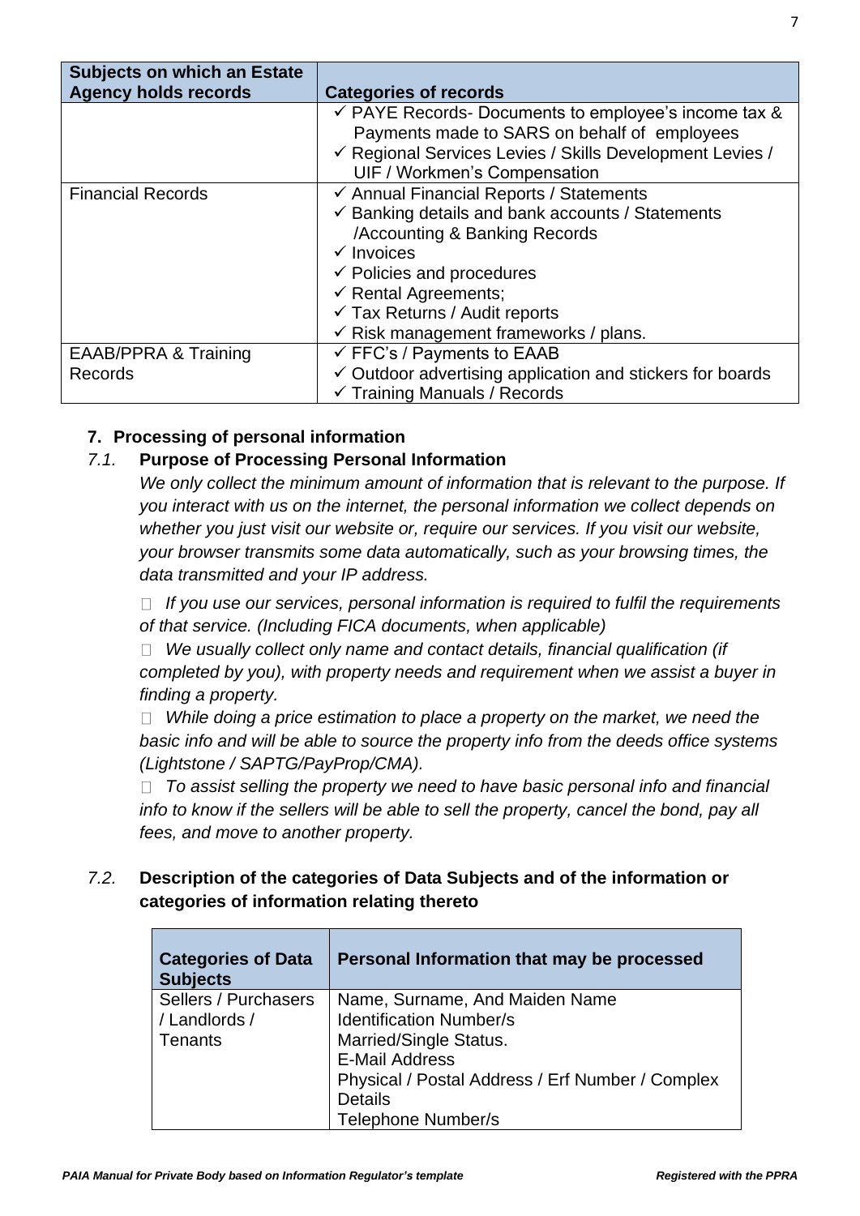| Subjects on which an Estate Agency holds records | Categories of records |
|---|---|
| | ✓ PAYE Records- Documents to employee's income tax & Payments made to SARS on behalf of employees<br>✓ Regional Services Levies / Skills Development Levies / UIF / Workmen's Compensation |
| Financial Records | ✓ Annual Financial Reports / Statements<br>✓ Banking details and bank accounts / Statements /Accounting & Banking Records<br>✓ Invoices<br>✓ Policies and procedures<br>✓ Rental Agreements;<br>✓ Tax Returns / Audit reports<br>✓ Risk management frameworks / plans. |
| EAAB/PPRA & Training Records | ✓ FFC's / Payments to EAAB<br>✓ Outdoor advertising application and stickers for boards<br>✓ Training Manuals / Records |

**7. Processing of personal information**

*7.1.* **Purpose of Processing Personal Information**

*We only collect the minimum amount of information that is relevant to the purpose. If you interact with us on the internet, the personal information we collect depends on whether you just visit our website or, require our services. If you visit our website, your browser transmits some data automatically, such as your browsing times, the data transmitted and your IP address.*

- *If you use our services, personal information is required to fulfil the requirements of that service. (Including FICA documents, when applicable)*
- *We usually collect only name and contact details, financial qualification (if completed by you), with property needs and requirement when we assist a buyer in finding a property.*
- *While doing a price estimation to place a property on the market, we need the basic info and will be able to source the property info from the deeds office systems (Lightstone / SAPTG/PayProp/CMA).*
- *To assist selling the property we need to have basic personal info and financial info to know if the sellers will be able to sell the property, cancel the bond, pay all fees, and move to another property.*

*7.2.* **Description of the categories of Data Subjects and of the information or categories of information relating thereto**

| Categories of Data Subjects | Personal Information that may be processed |
|---|---|
| Sellers / Purchasers / Landlords / Tenants | Name, Surname, And Maiden Name<br>Identification Number/s<br>Married/Single Status.<br>E-Mail Address<br>Physical / Postal Address / Erf Number / Complex Details<br>Telephone Number/s |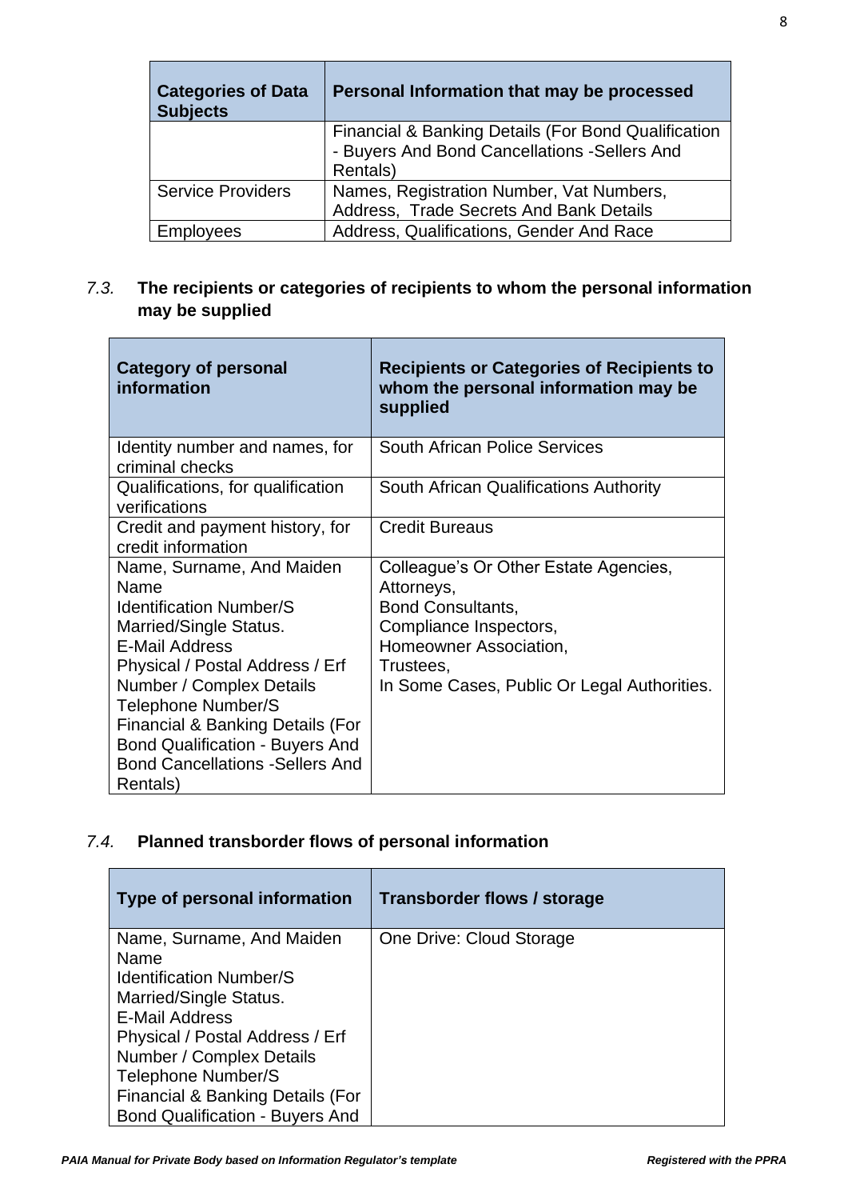| Categories of Data Subjects | Personal Information that may be processed |
|---|---|
| | Financial & Banking Details (For Bond Qualification - Buyers And Bond Cancellations -Sellers And Rentals) |
| Service Providers | Names, Registration Number, Vat Numbers, Address, Trade Secrets And Bank Details |
| Employees | Address, Qualifications, Gender And Race |

### *7.3.* The recipients or categories of recipients to whom the personal information may be supplied

| Category of personal information | Recipients or Categories of Recipients to whom the personal information may be supplied |
|---|---|
| Identity number and names, for criminal checks | South African Police Services |
| Qualifications, for qualification verifications | South African Qualifications Authority |
| Credit and payment history, for credit information | Credit Bureaus |
| Name, Surname, And Maiden Name<br>Identification Number/S<br>Married/Single Status.<br>E-Mail Address<br>Physical / Postal Address / Erf Number / Complex Details<br>Telephone Number/S<br>Financial & Banking Details (For Bond Qualification - Buyers And Bond Cancellations -Sellers And Rentals) | Colleague's Or Other Estate Agencies,<br>Attorneys,<br>Bond Consultants,<br>Compliance Inspectors,<br>Homeowner Association,<br>Trustees,<br>In Some Cases, Public Or Legal Authorities. |

### *7.4.* Planned transborder flows of personal information

| Type of personal information | Transborder flows / storage |
|---|---|
| Name, Surname, And Maiden Name<br>Identification Number/S<br>Married/Single Status.<br>E-Mail Address<br>Physical / Postal Address / Erf Number / Complex Details<br>Telephone Number/S<br>Financial & Banking Details (For Bond Qualification - Buyers And | One Drive: Cloud Storage |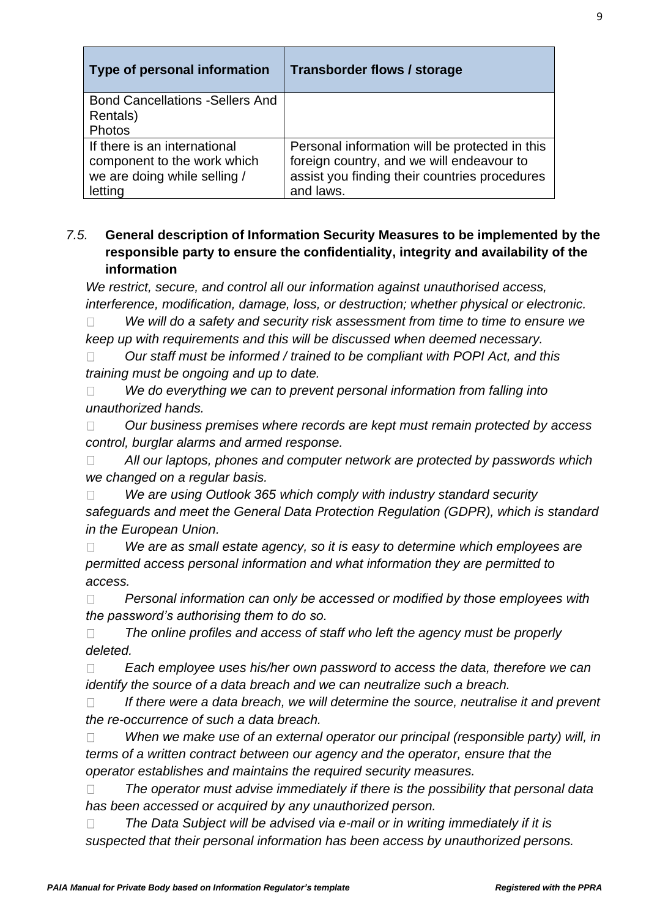| Type of personal information | Transborder flows / storage |
| --- | --- |
| Bond Cancellations -Sellers And Rentals)<br>Photos | |
| If there is an international component to the work which we are doing while selling / letting | Personal information will be protected in this foreign country, and we will endeavour to assist you finding their countries procedures and laws. |

### *7.5.* General description of Information Security Measures to be implemented by the responsible party to ensure the confidentiality, integrity and availability of the information

*We restrict, secure, and control all our information against unauthorised access, interference, modification, damage, loss, or destruction; whether physical or electronic.*

- *We will do a safety and security risk assessment from time to time to ensure we keep up with requirements and this will be discussed when deemed necessary.*
- *Our staff must be informed / trained to be compliant with POPI Act, and this training must be ongoing and up to date.*
- *We do everything we can to prevent personal information from falling into unauthorized hands.*
- *Our business premises where records are kept must remain protected by access control, burglar alarms and armed response.*
- *All our laptops, phones and computer network are protected by passwords which we changed on a regular basis.*
- *We are using Outlook 365 which comply with industry standard security safeguards and meet the General Data Protection Regulation (GDPR), which is standard in the European Union.*
- *We are as small estate agency, so it is easy to determine which employees are permitted access personal information and what information they are permitted to access.*
- *Personal information can only be accessed or modified by those employees with the password's authorising them to do so.*
- *The online profiles and access of staff who left the agency must be properly deleted.*
- *Each employee uses his/her own password to access the data, therefore we can identify the source of a data breach and we can neutralize such a breach.*
- *If there were a data breach, we will determine the source, neutralise it and prevent the re-occurrence of such a data breach.*
- *When we make use of an external operator our principal (responsible party) will, in terms of a written contract between our agency and the operator, ensure that the operator establishes and maintains the required security measures.*
- *The operator must advise immediately if there is the possibility that personal data has been accessed or acquired by any unauthorized person.*
- *The Data Subject will be advised via e-mail or in writing immediately if it is suspected that their personal information has been access by unauthorized persons.*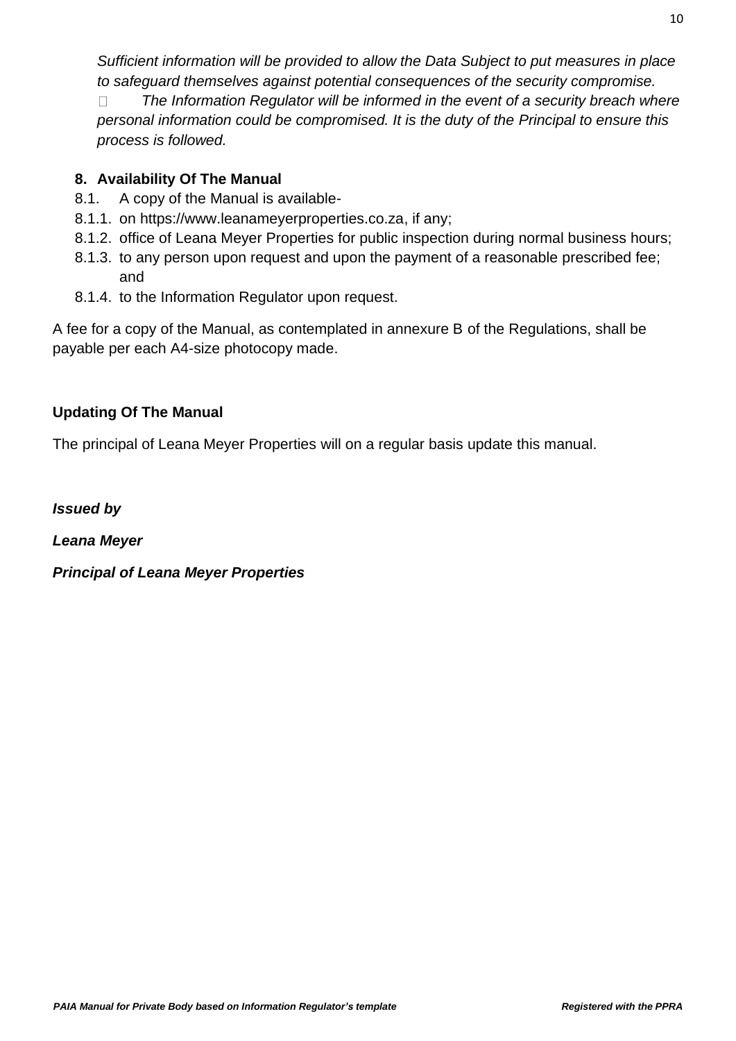*Sufficient information will be provided to allow the Data Subject to put measures in place to safeguard themselves against potential consequences of the security compromise.*

- *The Information Regulator will be informed in the event of a security breach where personal information could be compromised. It is the duty of the Principal to ensure this process is followed.*

**8. Availability Of The Manual**

8.1. A copy of the Manual is available-

8.1.1. on https://www.leanameyerproperties.co.za, if any;

8.1.2. office of Leana Meyer Properties for public inspection during normal business hours;

8.1.3. to any person upon request and upon the payment of a reasonable prescribed fee; and

8.1.4. to the Information Regulator upon request.

A fee for a copy of the Manual, as contemplated in annexure B of the Regulations, shall be payable per each A4-size photocopy made.

**Updating Of The Manual**

The principal of Leana Meyer Properties will on a regular basis update this manual.

***Issued by***

***Leana Meyer***

***Principal of Leana Meyer Properties***